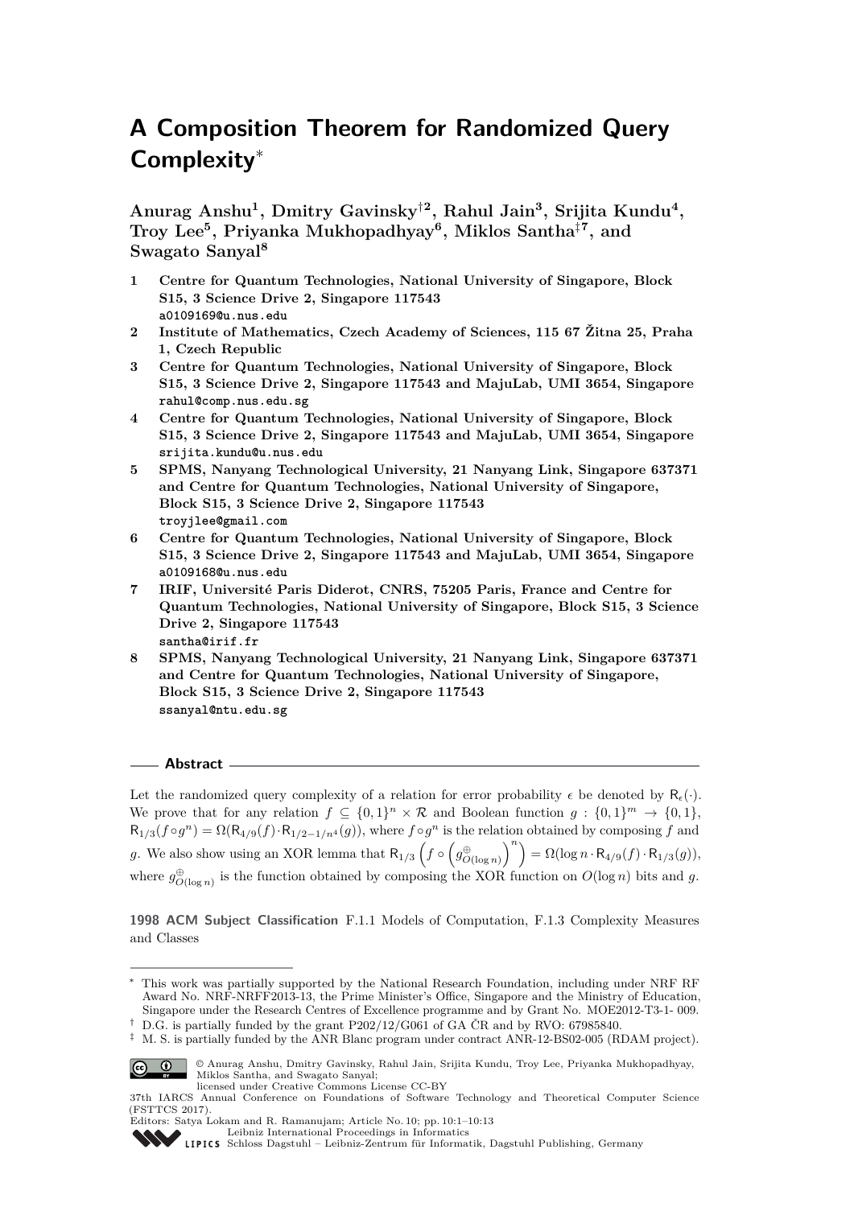# A Composition Theorem for Randomized Query Complexity*

**Anurag Anshu[1], Dmitry Gavinsky[†2], Rahul Jain[3], Srijita Kundu[4], Troy Lee[5], Priyanka Mukhopadhyay[6], Miklos Santha[‡7], and Swagato Sanyal[8]**

1. **Centre for Quantum Technologies, National University of Singapore, Block S15, 3 Science Drive 2, Singapore 117543**
   a0109169@u.nus.edu
2. **Institute of Mathematics, Czech Academy of Sciences, 115 67 Žitna 25, Praha 1, Czech Republic**
3. **Centre for Quantum Technologies, National University of Singapore, Block S15, 3 Science Drive 2, Singapore 117543 and MajuLab, UMI 3654, Singapore**
   rahul@comp.nus.edu.sg
4. **Centre for Quantum Technologies, National University of Singapore, Block S15, 3 Science Drive 2, Singapore 117543 and MajuLab, UMI 3654, Singapore**
   srijita.kundu@u.nus.edu
5. **SPMS, Nanyang Technological University, 21 Nanyang Link, Singapore 637371 and Centre for Quantum Technologies, National University of Singapore, Block S15, 3 Science Drive 2, Singapore 117543**
   troyjlee@gmail.com
6. **Centre for Quantum Technologies, National University of Singapore, Block S15, 3 Science Drive 2, Singapore 117543 and MajuLab, UMI 3654, Singapore**
   a0109168@u.nus.edu
7. **IRIF, Université Paris Diderot, CNRS, 75205 Paris, France and Centre for Quantum Technologies, National University of Singapore, Block S15, 3 Science Drive 2, Singapore 117543**
   santha@irif.fr
8. **SPMS, Nanyang Technological University, 21 Nanyang Link, Singapore 637371 and Centre for Quantum Technologies, National University of Singapore, Block S15, 3 Science Drive 2, Singapore 117543**
   ssanyal@ntu.edu.sg

## Abstract

Let the randomized query complexity of a relation for error probability $\epsilon$ be denoted by $\mathsf{R}_\epsilon(\cdot)$. We prove that for any relation $f \subseteq \{0,1\}^n \times \mathcal{R}$ and Boolean function $g : \{0,1\}^m \to \{0,1\}$, $\mathsf{R}_{1/3}(f \circ g^n) = \Omega(\mathsf{R}_{4/9}(f) \cdot \mathsf{R}_{1/2-1/n^4}(g))$, where $f \circ g^n$ is the relation obtained by composing $f$ and $g$. We also show using an XOR lemma that $\mathsf{R}_{1/3}\left(f \circ \left(g^{\oplus}_{O(\log n)}\right)^n\right) = \Omega(\log n \cdot \mathsf{R}_{4/9}(f) \cdot \mathsf{R}_{1/3}(g))$, where $g^{\oplus}_{O(\log n)}$ is the function obtained by composing the XOR function on $O(\log n)$ bits and $g$.

**1998 ACM Subject Classification** F.1.1 Models of Computation, F.1.3 Complexity Measures and Classes

---

\* This work was partially supported by the National Research Foundation, including under NRF RF Award No. NRF-NRFF2013-13, the Prime Minister's Office, Singapore and the Ministry of Education, Singapore under the Research Centres of Excellence programme and by Grant No. MOE2012-T3-1- 009.

† D.G. is partially funded by the grant P202/12/G061 of GA ČR and by RVO: 67985840.

‡ M. S. is partially funded by the ANR Blanc program under contract ANR-12-BS02-005 (RDAM project).

© Anurag Anshu, Dmitry Gavinsky, Rahul Jain, Srijita Kundu, Troy Lee, Priyanka Mukhopadhyay, Miklos Santha, and Swagato Sanyal;
licensed under Creative Commons License CC-BY
37th IARCS Annual Conference on Foundations of Software Technology and Theoretical Computer Science (FSTTCS 2017).
Editors: Satya Lokam and R. Ramanujam; Article No. 10; pp. 10:1–10:13
Leibniz International Proceedings in Informatics
LIPICS Schloss Dagstuhl – Leibniz-Zentrum für Informatik, Dagstuhl Publishing, Germany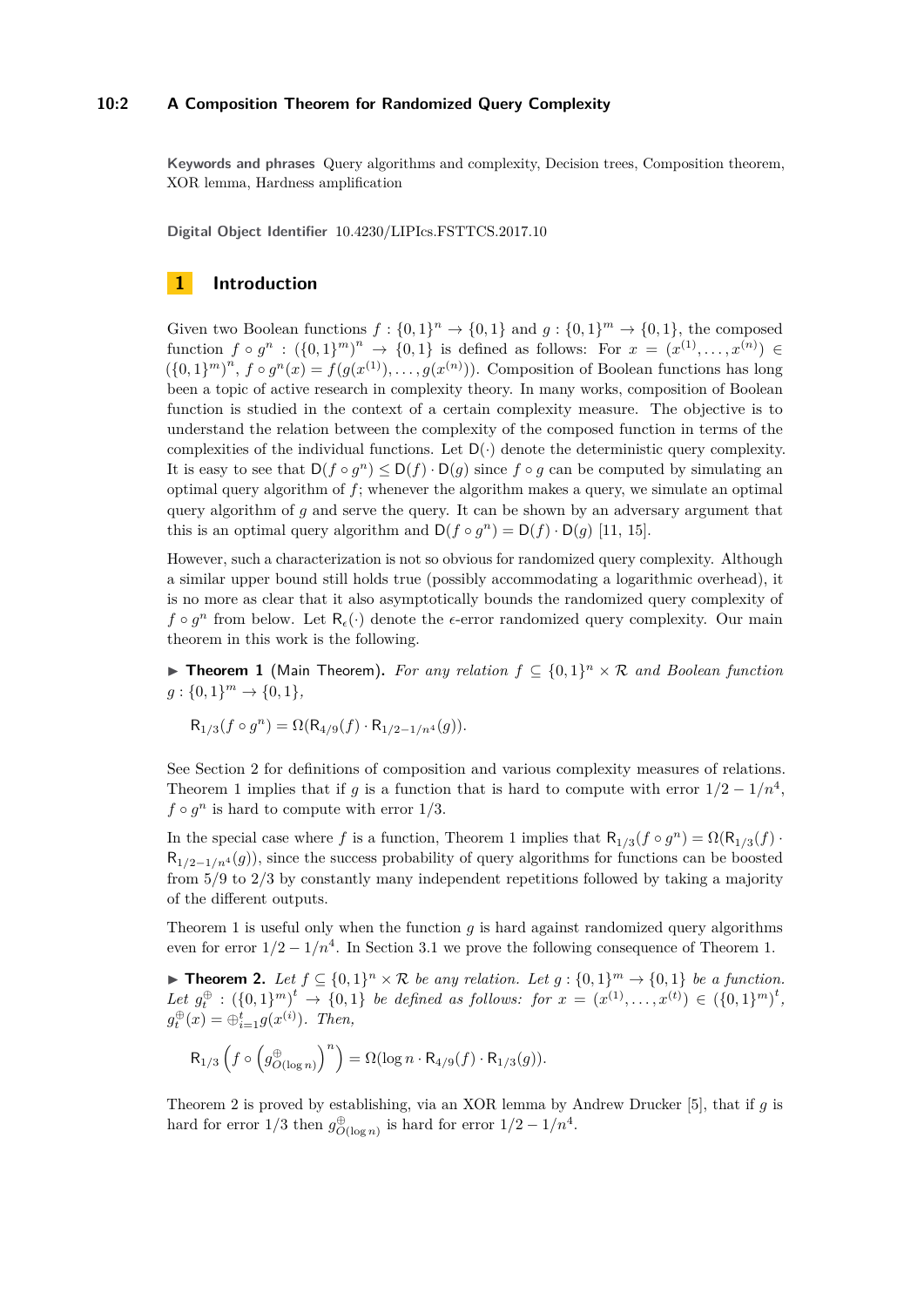**Keywords and phrases** Query algorithms and complexity, Decision trees, Composition theorem, XOR lemma, Hardness amplification

**Digital Object Identifier** 10.4230/LIPIcs.FSTTCS.2017.10

## 1 Introduction

Given two Boolean functions $f : \{0,1\}^n \to \{0,1\}$ and $g : \{0,1\}^m \to \{0,1\}$, the composed function $f \circ g^n : (\{0,1\}^m)^n \to \{0,1\}$ is defined as follows: For $x = (x^{(1)}, \ldots, x^{(n)}) \in (\{0,1\}^m)^n$, $f \circ g^n(x) = f(g(x^{(1)}), \ldots, g(x^{(n)}))$. Composition of Boolean functions has long been a topic of active research in complexity theory. In many works, composition of Boolean function is studied in the context of a certain complexity measure. The objective is to understand the relation between the complexity of the composed function in terms of the complexities of the individual functions. Let $\mathsf{D}(\cdot)$ denote the deterministic query complexity. It is easy to see that $\mathsf{D}(f \circ g^n) \le \mathsf{D}(f) \cdot \mathsf{D}(g)$ since $f \circ g$ can be computed by simulating an optimal query algorithm of $f$; whenever the algorithm makes a query, we simulate an optimal query algorithm of $g$ and serve the query. It can be shown by an adversary argument that this is an optimal query algorithm and $\mathsf{D}(f \circ g^n) = \mathsf{D}(f) \cdot \mathsf{D}(g)$ [11, 15].

However, such a characterization is not so obvious for randomized query complexity. Although a similar upper bound still holds true (possibly accommodating a logarithmic overhead), it is no more as clear that it also asymptotically bounds the randomized query complexity of $f \circ g^n$ from below. Let $\mathsf{R}_\epsilon(\cdot)$ denote the $\epsilon$-error randomized query complexity. Our main theorem in this work is the following.

▶ **Theorem 1** (Main Theorem). *For any relation $f \subseteq \{0,1\}^n \times \mathcal{R}$ and Boolean function $g : \{0,1\}^m \to \{0,1\}$,*

$$\mathsf{R}_{1/3}(f \circ g^n) = \Omega(\mathsf{R}_{4/9}(f) \cdot \mathsf{R}_{1/2-1/n^4}(g)).$$

See Section 2 for definitions of composition and various complexity measures of relations. Theorem 1 implies that if $g$ is a function that is hard to compute with error $1/2 - 1/n^4$, $f \circ g^n$ is hard to compute with error $1/3$.

In the special case where $f$ is a function, Theorem 1 implies that $\mathsf{R}_{1/3}(f \circ g^n) = \Omega(\mathsf{R}_{1/3}(f) \cdot \mathsf{R}_{1/2-1/n^4}(g))$, since the success probability of query algorithms for functions can be boosted from $5/9$ to $2/3$ by constantly many independent repetitions followed by taking a majority of the different outputs.

Theorem 1 is useful only when the function $g$ is hard against randomized query algorithms even for error $1/2 - 1/n^4$. In Section 3.1 we prove the following consequence of Theorem 1.

▶ **Theorem 2.** *Let $f \subseteq \{0,1\}^n \times \mathcal{R}$ be any relation. Let $g : \{0,1\}^m \to \{0,1\}$ be a function. Let $g_t^{\oplus} : (\{0,1\}^m)^t \to \{0,1\}$ be defined as follows: for $x = (x^{(1)}, \ldots, x^{(t)}) \in (\{0,1\}^m)^t$, $g_t^{\oplus}(x) = \oplus_{i=1}^t g(x^{(i)})$. Then,*

$$\mathsf{R}_{1/3}\left(f \circ \left(g^{\oplus}_{O(\log n)}\right)^n\right) = \Omega(\log n \cdot \mathsf{R}_{4/9}(f) \cdot \mathsf{R}_{1/3}(g)).$$

Theorem 2 is proved by establishing, via an XOR lemma by Andrew Drucker [5], that if $g$ is hard for error $1/3$ then $g^{\oplus}_{O(\log n)}$ is hard for error $1/2 - 1/n^4$.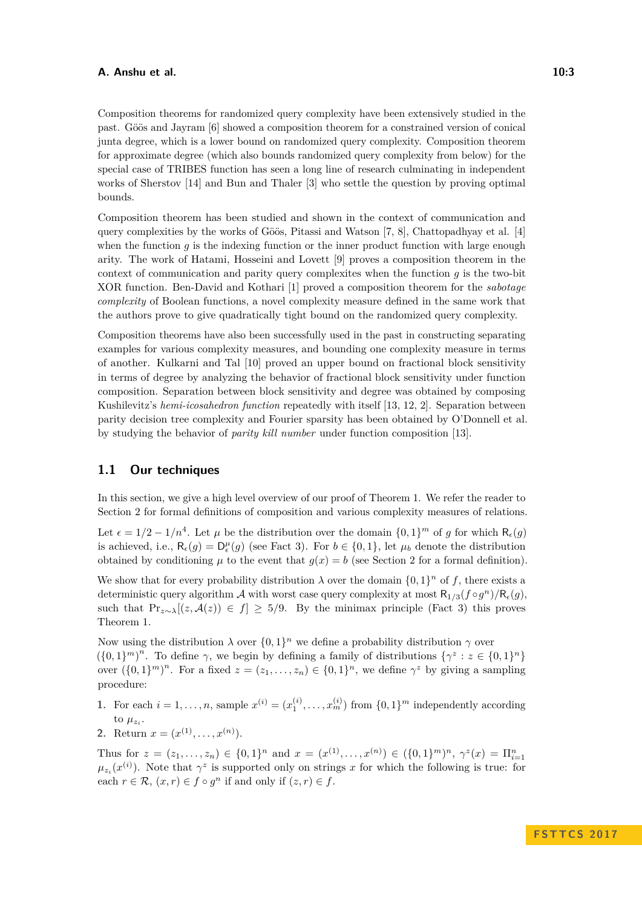Composition theorems for randomized query complexity have been extensively studied in the past. Göös and Jayram [6] showed a composition theorem for a constrained version of conical junta degree, which is a lower bound on randomized query complexity. Composition theorem for approximate degree (which also bounds randomized query complexity from below) for the special case of TRIBES function has seen a long line of research culminating in independent works of Sherstov [14] and Bun and Thaler [3] who settle the question by proving optimal bounds.

Composition theorem has been studied and shown in the context of communication and query complexities by the works of Göös, Pitassi and Watson [7, 8], Chattopadhyay et al. [4] when the function $g$ is the indexing function or the inner product function with large enough arity. The work of Hatami, Hosseini and Lovett [9] proves a composition theorem in the context of communication and parity query complexites when the function $g$ is the two-bit XOR function. Ben-David and Kothari [1] proved a composition theorem for the *sabotage complexity* of Boolean functions, a novel complexity measure defined in the same work that the authors prove to give quadratically tight bound on the randomized query complexity.

Composition theorems have also been successfully used in the past in constructing separating examples for various complexity measures, and bounding one complexity measure in terms of another. Kulkarni and Tal [10] proved an upper bound on fractional block sensitivity in terms of degree by analyzing the behavior of fractional block sensitivity under function composition. Separation between block sensitivity and degree was obtained by composing Kushilevitz's *hemi-icosahedron function* repeatedly with itself [13, 12, 2]. Separation between parity decision tree complexity and Fourier sparsity has been obtained by O'Donnell et al. by studying the behavior of *parity kill number* under function composition [13].

## 1.1 Our techniques

In this section, we give a high level overview of our proof of Theorem 1. We refer the reader to Section 2 for formal definitions of composition and various complexity measures of relations.

Let $\epsilon = 1/2 - 1/n^4$. Let $\mu$ be the distribution over the domain $\{0,1\}^m$ of $g$ for which $\mathsf{R}_\epsilon(g)$ is achieved, i.e., $\mathsf{R}_\epsilon(g) = \mathsf{D}^\mu_\epsilon(g)$ (see Fact 3). For $b \in \{0,1\}$, let $\mu_b$ denote the distribution obtained by conditioning $\mu$ to the event that $g(x) = b$ (see Section 2 for a formal definition).

We show that for every probability distribution $\lambda$ over the domain $\{0,1\}^n$ of $f$, there exists a deterministic query algorithm $\mathcal{A}$ with worst case query complexity at most $\mathsf{R}_{1/3}(f \circ g^n)/\mathsf{R}_\epsilon(g)$, such that $\Pr_{z\sim\lambda}[(z, \mathcal{A}(z)) \in f] \geq 5/9$. By the minimax principle (Fact 3) this proves Theorem 1.

Now using the distribution $\lambda$ over $\{0,1\}^n$ we define a probability distribution $\gamma$ over $(\{0,1\}^m)^n$. To define $\gamma$, we begin by defining a family of distributions $\{\gamma^z : z \in \{0,1\}^n\}$ over $(\{0,1\}^m)^n$. For a fixed $z = (z_1, \ldots, z_n) \in \{0,1\}^n$, we define $\gamma^z$ by giving a sampling procedure:

1. For each $i = 1, \ldots, n$, sample $x^{(i)} = (x^{(i)}_1, \ldots, x^{(i)}_m)$ from $\{0,1\}^m$ independently according to $\mu_{z_i}$.
2. Return $x = (x^{(1)}, \ldots, x^{(n)})$.

Thus for $z = (z_1, \ldots, z_n) \in \{0,1\}^n$ and $x = (x^{(1)}, \ldots, x^{(n)}) \in (\{0,1\}^m)^n$, $\gamma^z(x) = \Pi_{i=1}^n \mu_{z_i}(x^{(i)})$. Note that $\gamma^z$ is supported only on strings $x$ for which the following is true: for each $r \in \mathcal{R}$, $(x, r) \in f \circ g^n$ if and only if $(z, r) \in f$.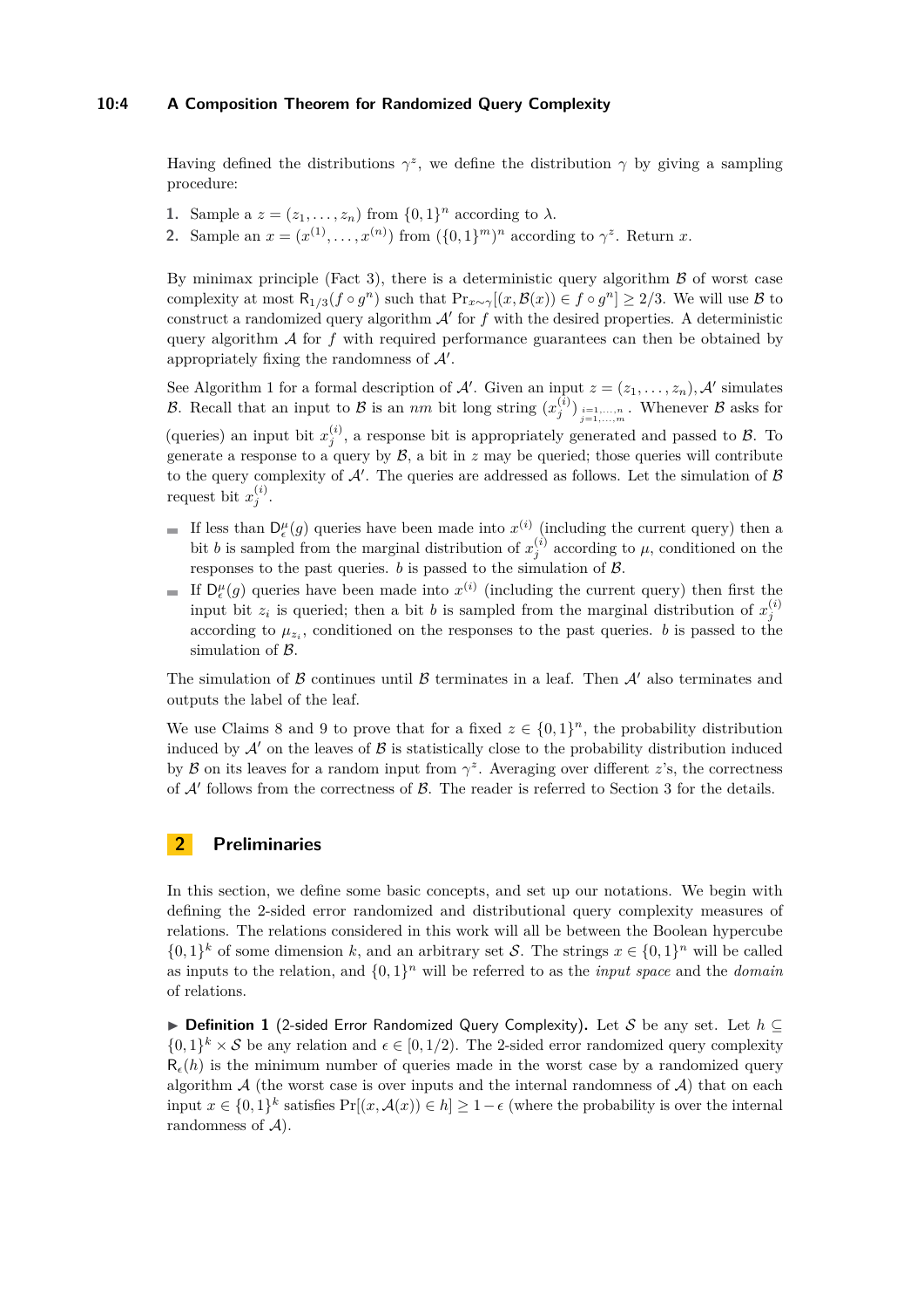Having defined the distributions $\gamma^z$, we define the distribution $\gamma$ by giving a sampling procedure:

1. Sample a $z = (z_1, \ldots, z_n)$ from $\{0,1\}^n$ according to $\lambda$.
2. Sample an $x = (x^{(1)}, \ldots, x^{(n)})$ from $(\{0,1\}^m)^n$ according to $\gamma^z$. Return $x$.

By minimax principle (Fact 3), there is a deterministic query algorithm $\mathcal{B}$ of worst case complexity at most $\mathsf{R}_{1/3}(f \circ g^n)$ such that $\Pr_{x \sim \gamma}[(x, \mathcal{B}(x)) \in f \circ g^n] \geq 2/3$. We will use $\mathcal{B}$ to construct a randomized query algorithm $\mathcal{A}'$ for $f$ with the desired properties. A deterministic query algorithm $\mathcal{A}$ for $f$ with required performance guarantees can then be obtained by appropriately fixing the randomness of $\mathcal{A}'$.

See Algorithm 1 for a formal description of $\mathcal{A}'$. Given an input $z = (z_1, \ldots, z_n)$, $\mathcal{A}'$ simulates $\mathcal{B}$. Recall that an input to $\mathcal{B}$ is an $nm$ bit long string $(x_j^{(i)})_{\substack{i=1,\ldots,n \\ j=1,\ldots,m}}$. Whenever $\mathcal{B}$ asks for (queries) an input bit $x_j^{(i)}$, a response bit is appropriately generated and passed to $\mathcal{B}$. To generate a response to a query by $\mathcal{B}$, a bit in $z$ may be queried; those queries will contribute to the query complexity of $\mathcal{A}'$. The queries are addressed as follows. Let the simulation of $\mathcal{B}$ request bit $x_j^{(i)}$.

- If less than $\mathsf{D}_\epsilon^\mu(g)$ queries have been made into $x^{(i)}$ (including the current query) then a bit $b$ is sampled from the marginal distribution of $x_j^{(i)}$ according to $\mu$, conditioned on the responses to the past queries. $b$ is passed to the simulation of $\mathcal{B}$.
- If $\mathsf{D}_\epsilon^\mu(g)$ queries have been made into $x^{(i)}$ (including the current query) then first the input bit $z_i$ is queried; then a bit $b$ is sampled from the marginal distribution of $x_j^{(i)}$ according to $\mu_{z_i}$, conditioned on the responses to the past queries. $b$ is passed to the simulation of $\mathcal{B}$.

The simulation of $\mathcal{B}$ continues until $\mathcal{B}$ terminates in a leaf. Then $\mathcal{A}'$ also terminates and outputs the label of the leaf.

We use Claims 8 and 9 to prove that for a fixed $z \in \{0,1\}^n$, the probability distribution induced by $\mathcal{A}'$ on the leaves of $\mathcal{B}$ is statistically close to the probability distribution induced by $\mathcal{B}$ on its leaves for a random input from $\gamma^z$. Averaging over different $z$'s, the correctness of $\mathcal{A}'$ follows from the correctness of $\mathcal{B}$. The reader is referred to Section 3 for the details.

## 2 Preliminaries

In this section, we define some basic concepts, and set up our notations. We begin with defining the 2-sided error randomized and distributional query complexity measures of relations. The relations considered in this work will all be between the Boolean hypercube $\{0,1\}^k$ of some dimension $k$, and an arbitrary set $\mathcal{S}$. The strings $x \in \{0,1\}^n$ will be called as inputs to the relation, and $\{0,1\}^n$ will be referred to as the *input space* and the *domain* of relations.

▶ **Definition 1** (2-sided Error Randomized Query Complexity)**.** Let $\mathcal{S}$ be any set. Let $h \subseteq \{0,1\}^k \times \mathcal{S}$ be any relation and $\epsilon \in [0, 1/2)$. The 2-sided error randomized query complexity $\mathsf{R}_\epsilon(h)$ is the minimum number of queries made in the worst case by a randomized query algorithm $\mathcal{A}$ (the worst case is over inputs and the internal randomness of $\mathcal{A}$) that on each input $x \in \{0,1\}^k$ satisfies $\Pr[(x, \mathcal{A}(x)) \in h] \geq 1 - \epsilon$ (where the probability is over the internal randomness of $\mathcal{A}$).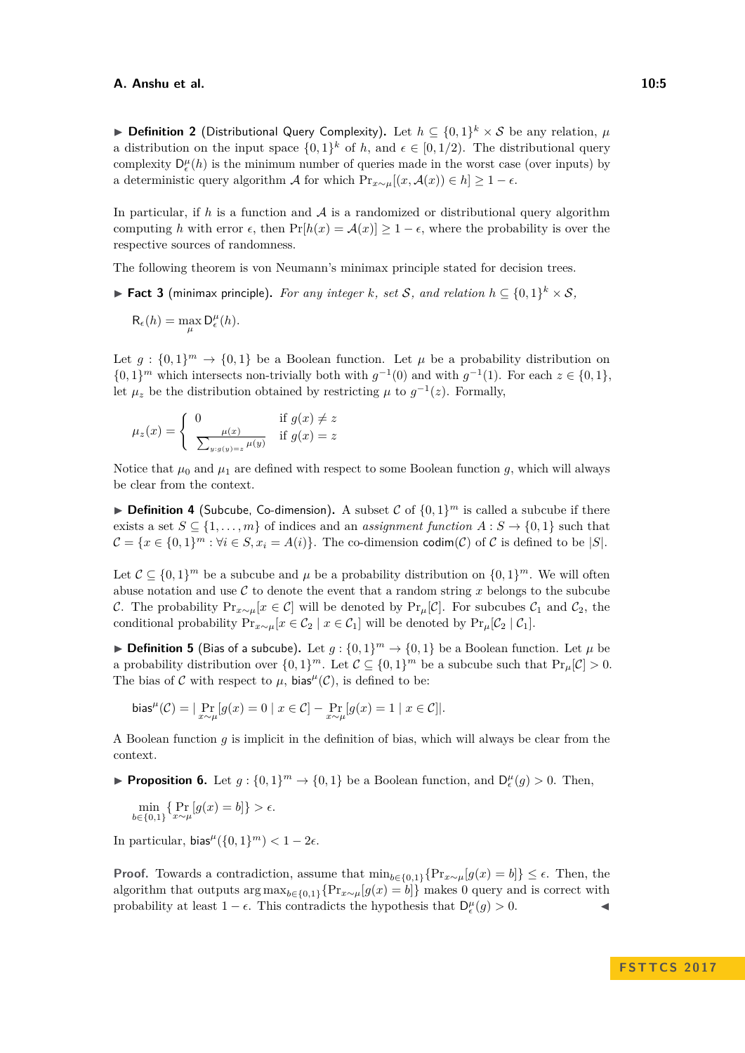▶ **Definition 2** (Distributional Query Complexity). Let $h \subseteq \{0,1\}^k \times \mathcal{S}$ be any relation, $\mu$ a distribution on the input space $\{0,1\}^k$ of $h$, and $\epsilon \in [0, 1/2)$. The distributional query complexity $\mathsf{D}^\mu_\epsilon(h)$ is the minimum number of queries made in the worst case (over inputs) by a deterministic query algorithm $\mathcal{A}$ for which $\Pr_{x \sim \mu}[(x, \mathcal{A}(x)) \in h] \geq 1 - \epsilon$.

In particular, if $h$ is a function and $\mathcal{A}$ is a randomized or distributional query algorithm computing $h$ with error $\epsilon$, then $\Pr[h(x) = \mathcal{A}(x)] \geq 1 - \epsilon$, where the probability is over the respective sources of randomness.

The following theorem is von Neumann's minimax principle stated for decision trees.

▶ **Fact 3** (minimax principle). *For any integer $k$, set $\mathcal{S}$, and relation $h \subseteq \{0,1\}^k \times \mathcal{S}$,*

$$\mathsf{R}_\epsilon(h) = \max_\mu \mathsf{D}^\mu_\epsilon(h).$$

Let $g : \{0,1\}^m \to \{0,1\}$ be a Boolean function. Let $\mu$ be a probability distribution on $\{0,1\}^m$ which intersects non-trivially both with $g^{-1}(0)$ and with $g^{-1}(1)$. For each $z \in \{0,1\}$, let $\mu_z$ be the distribution obtained by restricting $\mu$ to $g^{-1}(z)$. Formally,

$$\mu_z(x) = \begin{cases} 0 & \text{if } g(x) \neq z \\ \frac{\mu(x)}{\sum_{y:g(y)=z} \mu(y)} & \text{if } g(x) = z \end{cases}$$

Notice that $\mu_0$ and $\mu_1$ are defined with respect to some Boolean function $g$, which will always be clear from the context.

▶ **Definition 4** (Subcube, Co-dimension). A subset $\mathcal{C}$ of $\{0,1\}^m$ is called a subcube if there exists a set $S \subseteq \{1, \ldots, m\}$ of indices and an *assignment function* $A : S \to \{0,1\}$ such that $\mathcal{C} = \{x \in \{0,1\}^m : \forall i \in S, x_i = A(i)\}$. The co-dimension $\mathsf{codim}(\mathcal{C})$ of $\mathcal{C}$ is defined to be $|S|$.

Let $\mathcal{C} \subseteq \{0,1\}^m$ be a subcube and $\mu$ be a probability distribution on $\{0,1\}^m$. We will often abuse notation and use $\mathcal{C}$ to denote the event that a random string $x$ belongs to the subcube $\mathcal{C}$. The probability $\Pr_{x \sim \mu}[x \in \mathcal{C}]$ will be denoted by $\Pr_\mu[\mathcal{C}]$. For subcubes $\mathcal{C}_1$ and $\mathcal{C}_2$, the conditional probability $\Pr_{x \sim \mu}[x \in \mathcal{C}_2 \mid x \in \mathcal{C}_1]$ will be denoted by $\Pr_\mu[\mathcal{C}_2 \mid \mathcal{C}_1]$.

▶ **Definition 5** (Bias of a subcube). Let $g : \{0,1\}^m \to \{0,1\}$ be a Boolean function. Let $\mu$ be a probability distribution over $\{0,1\}^m$. Let $\mathcal{C} \subseteq \{0,1\}^m$ be a subcube such that $\Pr_\mu[\mathcal{C}] > 0$. The bias of $\mathcal{C}$ with respect to $\mu$, $\mathsf{bias}^\mu(\mathcal{C})$, is defined to be:

$$\mathsf{bias}^\mu(\mathcal{C}) = |\Pr_{x \sim \mu}[g(x) = 0 \mid x \in \mathcal{C}] - \Pr_{x \sim \mu}[g(x) = 1 \mid x \in \mathcal{C}]|.$$

A Boolean function $g$ is implicit in the definition of bias, which will always be clear from the context.

▶ **Proposition 6.** Let $g : \{0,1\}^m \to \{0,1\}$ be a Boolean function, and $\mathsf{D}^\mu_\epsilon(g) > 0$. Then,

$$\min_{b \in \{0,1\}} \{\Pr_{x \sim \mu}[g(x) = b]\} > \epsilon.$$

In particular, $\mathsf{bias}^\mu(\{0,1\}^m) < 1 - 2\epsilon$.

**Proof.** Towards a contradiction, assume that $\min_{b \in \{0,1\}}\{\Pr_{x \sim \mu}[g(x) = b]\} \leq \epsilon$. Then, the algorithm that outputs $\arg\max_{b \in \{0,1\}}\{\Pr_{x \sim \mu}[g(x) = b]\}$ makes 0 query and is correct with probability at least $1 - \epsilon$. This contradicts the hypothesis that $\mathsf{D}^\mu_\epsilon(g) > 0$. ◀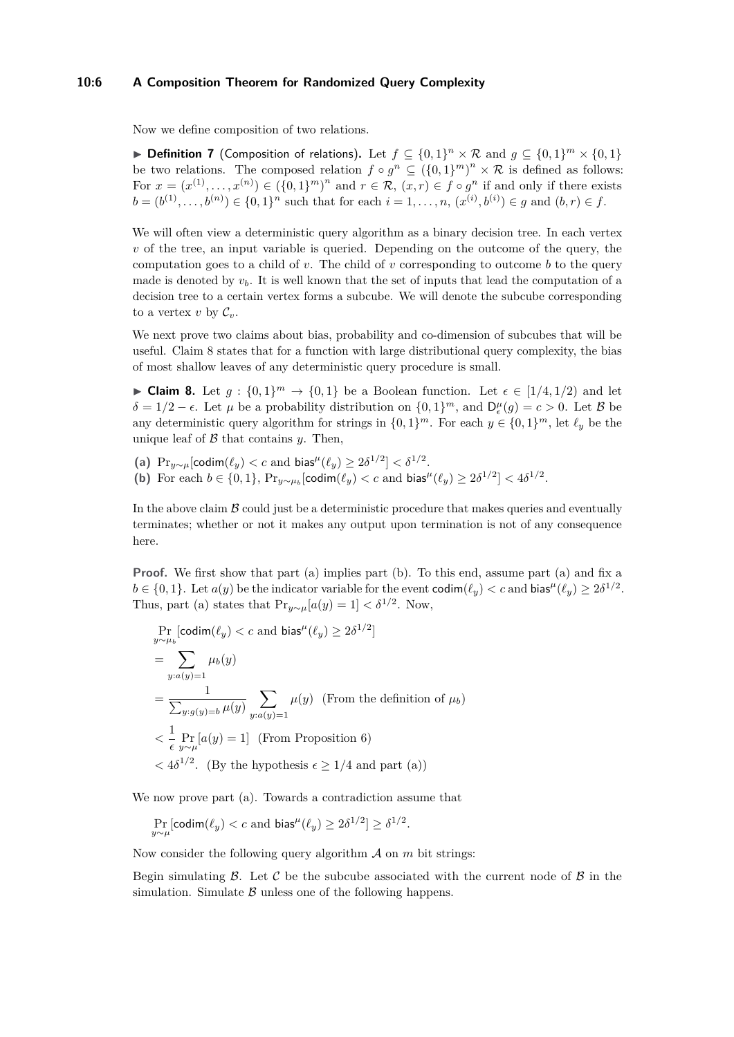Now we define composition of two relations.

▶ **Definition 7** (Composition of relations)**.** Let $f \subseteq \{0,1\}^n \times \mathcal{R}$ and $g \subseteq \{0,1\}^m \times \{0,1\}$ be two relations. The composed relation $f \circ g^n \subseteq (\{0,1\}^m)^n \times \mathcal{R}$ is defined as follows: For $x = (x^{(1)}, \ldots, x^{(n)}) \in (\{0,1\}^m)^n$ and $r \in \mathcal{R}$, $(x, r) \in f \circ g^n$ if and only if there exists $b = (b^{(1)}, \ldots, b^{(n)}) \in \{0,1\}^n$ such that for each $i = 1, \ldots, n$, $(x^{(i)}, b^{(i)}) \in g$ and $(b, r) \in f$.

We will often view a deterministic query algorithm as a binary decision tree. In each vertex $v$ of the tree, an input variable is queried. Depending on the outcome of the query, the computation goes to a child of $v$. The child of $v$ corresponding to outcome $b$ to the query made is denoted by $v_b$. It is well known that the set of inputs that lead the computation of a decision tree to a certain vertex forms a subcube. We will denote the subcube corresponding to a vertex $v$ by $\mathcal{C}_v$.

We next prove two claims about bias, probability and co-dimension of subcubes that will be useful. Claim 8 states that for a function with large distributional query complexity, the bias of most shallow leaves of any deterministic query procedure is small.

▶ **Claim 8.** Let $g : \{0,1\}^m \to \{0,1\}$ be a Boolean function. Let $\epsilon \in [1/4, 1/2)$ and let $\delta = 1/2 - \epsilon$. Let $\mu$ be a probability distribution on $\{0,1\}^m$, and $\mathsf{D}^{\mu}_{\epsilon}(g) = c > 0$. Let $\mathcal{B}$ be any deterministic query algorithm for strings in $\{0,1\}^m$. For each $y \in \{0,1\}^m$, let $\ell_y$ be the unique leaf of $\mathcal{B}$ that contains $y$. Then,

**(a)** $\Pr_{y \sim \mu}[\mathsf{codim}(\ell_y) < c \text{ and } \mathsf{bias}^{\mu}(\ell_y) \geq 2\delta^{1/2}] < \delta^{1/2}$.

**(b)** For each $b \in \{0,1\}$, $\Pr_{y \sim \mu_b}[\mathsf{codim}(\ell_y) < c \text{ and } \mathsf{bias}^{\mu}(\ell_y) \geq 2\delta^{1/2}] < 4\delta^{1/2}$.

In the above claim $\mathcal{B}$ could just be a deterministic procedure that makes queries and eventually terminates; whether or not it makes any output upon termination is not of any consequence here.

**Proof.** We first show that part (a) implies part (b). To this end, assume part (a) and fix a $b \in \{0,1\}$. Let $a(y)$ be the indicator variable for the event $\mathsf{codim}(\ell_y) < c$ and $\mathsf{bias}^{\mu}(\ell_y) \geq 2\delta^{1/2}$. Thus, part (a) states that $\Pr_{y \sim \mu}[a(y) = 1] < \delta^{1/2}$. Now,

$$
\begin{aligned}
&\Pr_{y \sim \mu_b}[\mathsf{codim}(\ell_y) < c \text{ and } \mathsf{bias}^{\mu}(\ell_y) \geq 2\delta^{1/2}] \\
&= \sum_{y : a(y) = 1} \mu_b(y) \\
&= \frac{1}{\sum_{y : g(y) = b} \mu(y)} \sum_{y : a(y) = 1} \mu(y) \quad \text{(From the definition of } \mu_b\text{)} \\
&< \frac{1}{\epsilon} \Pr_{y \sim \mu}[a(y) = 1] \quad \text{(From Proposition 6)} \\
&< 4\delta^{1/2}. \quad \text{(By the hypothesis } \epsilon \geq 1/4 \text{ and part (a))}
\end{aligned}
$$

We now prove part (a). Towards a contradiction assume that

$$
\Pr_{y \sim \mu}[\mathsf{codim}(\ell_y) < c \text{ and } \mathsf{bias}^{\mu}(\ell_y) \geq 2\delta^{1/2}] \geq \delta^{1/2}.
$$

Now consider the following query algorithm $\mathcal{A}$ on $m$ bit strings:

Begin simulating $\mathcal{B}$. Let $\mathcal{C}$ be the subcube associated with the current node of $\mathcal{B}$ in the simulation. Simulate $\mathcal{B}$ unless one of the following happens.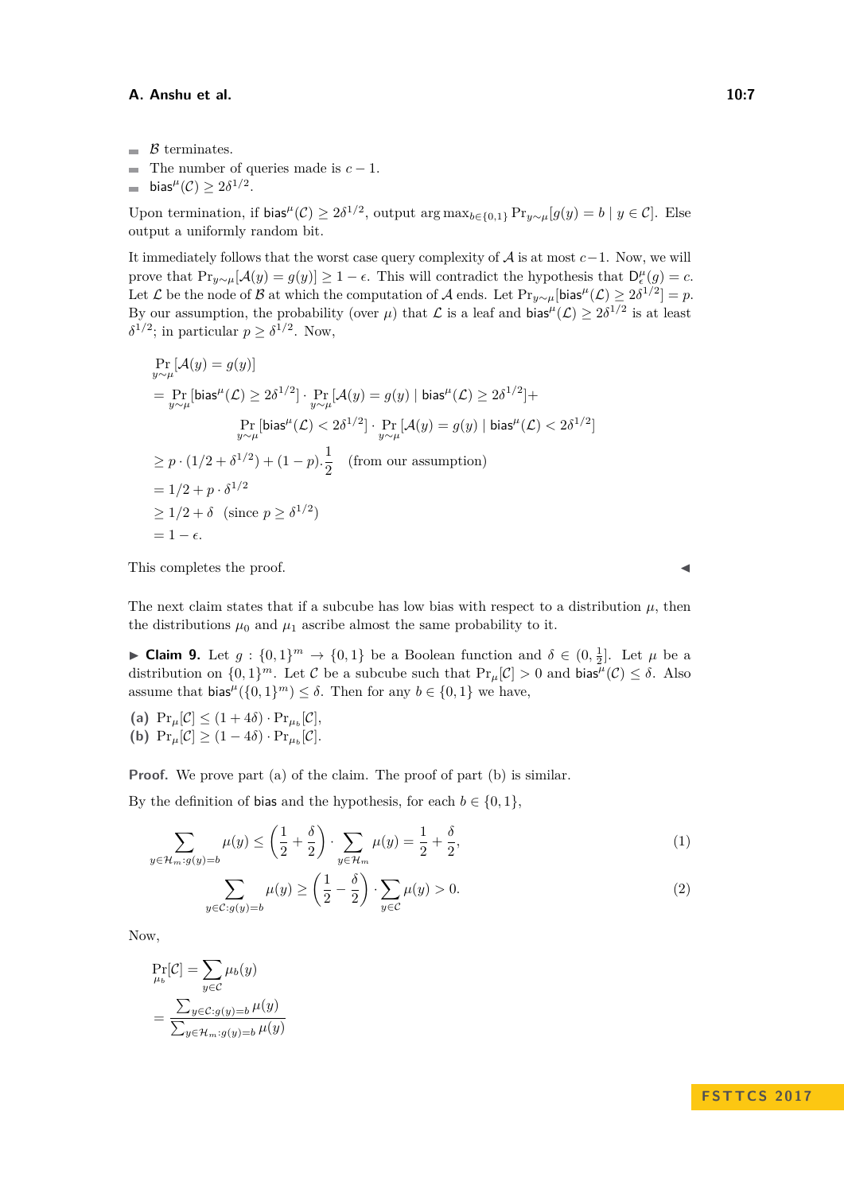- $\mathcal{B}$ terminates.
- The number of queries made is $c-1$.
- $\mathsf{bias}^{\mu}(\mathcal{C}) \geq 2\delta^{1/2}$.

Upon termination, if $\mathsf{bias}^{\mu}(\mathcal{C}) \geq 2\delta^{1/2}$, output $\arg\max_{b\in\{0,1\}} \Pr_{y\sim\mu}[g(y) = b \mid y \in \mathcal{C}]$. Else output a uniformly random bit.

It immediately follows that the worst case query complexity of $\mathcal{A}$ is at most $c-1$. Now, we will prove that $\Pr_{y\sim\mu}[\mathcal{A}(y) = g(y)] \geq 1-\epsilon$. This will contradict the hypothesis that $\mathsf{D}^{\mu}_{\epsilon}(g) = c$. Let $\mathcal{L}$ be the node of $\mathcal{B}$ at which the computation of $\mathcal{A}$ ends. Let $\Pr_{y\sim\mu}[\mathsf{bias}^{\mu}(\mathcal{L}) \geq 2\delta^{1/2}] = p$. By our assumption, the probability (over $\mu$) that $\mathcal{L}$ is a leaf and $\mathsf{bias}^{\mu}(\mathcal{L}) \geq 2\delta^{1/2}$ is at least $\delta^{1/2}$; in particular $p \geq \delta^{1/2}$. Now,

$$
\begin{aligned}
&\Pr_{y\sim\mu}[\mathcal{A}(y) = g(y)] \\
&= \Pr_{y\sim\mu}[\mathsf{bias}^{\mu}(\mathcal{L}) \geq 2\delta^{1/2}] \cdot \Pr_{y\sim\mu}[\mathcal{A}(y) = g(y) \mid \mathsf{bias}^{\mu}(\mathcal{L}) \geq 2\delta^{1/2}] + \\
&\qquad \Pr_{y\sim\mu}[\mathsf{bias}^{\mu}(\mathcal{L}) < 2\delta^{1/2}] \cdot \Pr_{y\sim\mu}[\mathcal{A}(y) = g(y) \mid \mathsf{bias}^{\mu}(\mathcal{L}) < 2\delta^{1/2}] \\
&\geq p\cdot(1/2 + \delta^{1/2}) + (1-p).\frac{1}{2} \quad \text{(from our assumption)} \\
&= 1/2 + p\cdot\delta^{1/2} \\
&\geq 1/2 + \delta \quad (\text{since } p \geq \delta^{1/2}) \\
&= 1-\epsilon.
\end{aligned}
$$

This completes the proof. ◀

The next claim states that if a subcube has low bias with respect to a distribution $\mu$, then the distributions $\mu_0$ and $\mu_1$ ascribe almost the same probability to it.

▶ **Claim 9.** Let $g : \{0,1\}^m \to \{0,1\}$ be a Boolean function and $\delta \in (0, \frac{1}{2}]$. Let $\mu$ be a distribution on $\{0,1\}^m$. Let $\mathcal{C}$ be a subcube such that $\Pr_{\mu}[\mathcal{C}] > 0$ and $\mathsf{bias}^{\mu}(\mathcal{C}) \leq \delta$. Also assume that $\mathsf{bias}^{\mu}(\{0,1\}^m) \leq \delta$. Then for any $b \in \{0,1\}$ we have,

**(a)** $\Pr_{\mu}[\mathcal{C}] \leq (1+4\delta)\cdot\Pr_{\mu_b}[\mathcal{C}]$,
**(b)** $\Pr_{\mu}[\mathcal{C}] \geq (1-4\delta)\cdot\Pr_{\mu_b}[\mathcal{C}]$.

**Proof.** We prove part (a) of the claim. The proof of part (b) is similar.

By the definition of bias and the hypothesis, for each $b \in \{0,1\}$,

$$
\sum_{y\in\mathcal{H}_m : g(y)=b} \mu(y) \leq \left(\frac{1}{2} + \frac{\delta}{2}\right)\cdot\sum_{y\in\mathcal{H}_m} \mu(y) = \frac{1}{2} + \frac{\delta}{2}, \tag{1}
$$

$$
\sum_{y\in\mathcal{C} : g(y)=b} \mu(y) \geq \left(\frac{1}{2} - \frac{\delta}{2}\right)\cdot\sum_{y\in\mathcal{C}} \mu(y) > 0. \tag{2}
$$

Now,

$$
\begin{aligned}
\Pr_{\mu_b}[\mathcal{C}] &= \sum_{y\in\mathcal{C}} \mu_b(y) \\
&= \frac{\sum_{y\in\mathcal{C}:g(y)=b}\mu(y)}{\sum_{y\in\mathcal{H}_m:g(y)=b}\mu(y)}
\end{aligned}
$$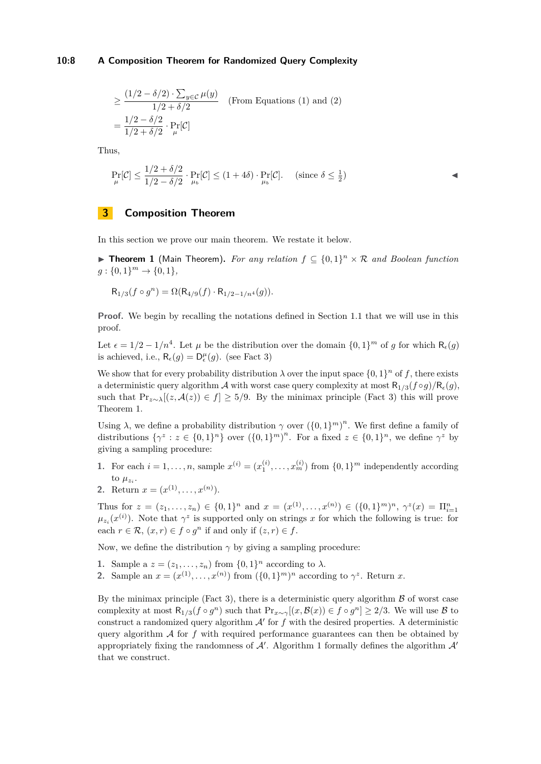$$\geq \frac{(1/2 - \delta/2) \cdot \sum_{y \in \mathcal{C}} \mu(y)}{1/2 + \delta/2} \quad \text{(From Equations (1) and (2))}$$

$$= \frac{1/2 - \delta/2}{1/2 + \delta/2} \cdot \Pr_{\mu}[\mathcal{C}]$$

Thus,

$$\Pr_{\mu}[\mathcal{C}] \leq \frac{1/2 + \delta/2}{1/2 - \delta/2} \cdot \Pr_{\mu_b}[\mathcal{C}] \leq (1 + 4\delta) \cdot \Pr_{\mu_b}[\mathcal{C}]. \quad \text{(since } \delta \leq \tfrac{1}{2}\text{)}$$

◀

## 3 Composition Theorem

In this section we prove our main theorem. We restate it below.

▶ **Theorem 1** (Main Theorem). *For any relation $f \subseteq \{0,1\}^n \times \mathcal{R}$ and Boolean function $g : \{0,1\}^m \to \{0,1\}$,*

$$\mathsf{R}_{1/3}(f \circ g^n) = \Omega(\mathsf{R}_{4/9}(f) \cdot \mathsf{R}_{1/2 - 1/n^4}(g)).$$

**Proof.** We begin by recalling the notations defined in Section 1.1 that we will use in this proof.

Let $\epsilon = 1/2 - 1/n^4$. Let $\mu$ be the distribution over the domain $\{0,1\}^m$ of $g$ for which $\mathsf{R}_\epsilon(g)$ is achieved, i.e., $\mathsf{R}_\epsilon(g) = \mathsf{D}^\mu_\epsilon(g)$. (see Fact 3)

We show that for every probability distribution $\lambda$ over the input space $\{0,1\}^n$ of $f$, there exists a deterministic query algorithm $\mathcal{A}$ with worst case query complexity at most $\mathsf{R}_{1/3}(f \circ g)/\mathsf{R}_\epsilon(g)$, such that $\Pr_{z \sim \lambda}[(z, \mathcal{A}(z)) \in f] \geq 5/9$. By the minimax principle (Fact 3) this will prove Theorem 1.

Using $\lambda$, we define a probability distribution $\gamma$ over $(\{0,1\}^m)^n$. We first define a family of distributions $\{\gamma^z : z \in \{0,1\}^n\}$ over $(\{0,1\}^m)^n$. For a fixed $z \in \{0,1\}^n$, we define $\gamma^z$ by giving a sampling procedure:

1. For each $i = 1, \ldots, n$, sample $x^{(i)} = (x^{(i)}_1, \ldots, x^{(i)}_m)$ from $\{0,1\}^m$ independently according to $\mu_{z_i}$.
2. Return $x = (x^{(1)}, \ldots, x^{(n)})$.

Thus for $z = (z_1, \ldots, z_n) \in \{0,1\}^n$ and $x = (x^{(1)}, \ldots, x^{(n)}) \in (\{0,1\}^m)^n$, $\gamma^z(x) = \Pi_{i=1}^n \mu_{z_i}(x^{(i)})$. Note that $\gamma^z$ is supported only on strings $x$ for which the following is true: for each $r \in \mathcal{R}$, $(x, r) \in f \circ g^n$ if and only if $(z, r) \in f$.

Now, we define the distribution $\gamma$ by giving a sampling procedure:

1. Sample a $z = (z_1, \ldots, z_n)$ from $\{0,1\}^n$ according to $\lambda$.
2. Sample an $x = (x^{(1)}, \ldots, x^{(n)})$ from $(\{0,1\}^m)^n$ according to $\gamma^z$. Return $x$.

By the minimax principle (Fact 3), there is a deterministic query algorithm $\mathcal{B}$ of worst case complexity at most $\mathsf{R}_{1/3}(f \circ g^n)$ such that $\Pr_{x \sim \gamma}[(x, \mathcal{B}(x)) \in f \circ g^n] \geq 2/3$. We will use $\mathcal{B}$ to construct a randomized query algorithm $\mathcal{A}'$ for $f$ with the desired properties. A deterministic query algorithm $\mathcal{A}$ for $f$ with required performance guarantees can then be obtained by appropriately fixing the randomness of $\mathcal{A}'$. Algorithm 1 formally defines the algorithm $\mathcal{A}'$ that we construct.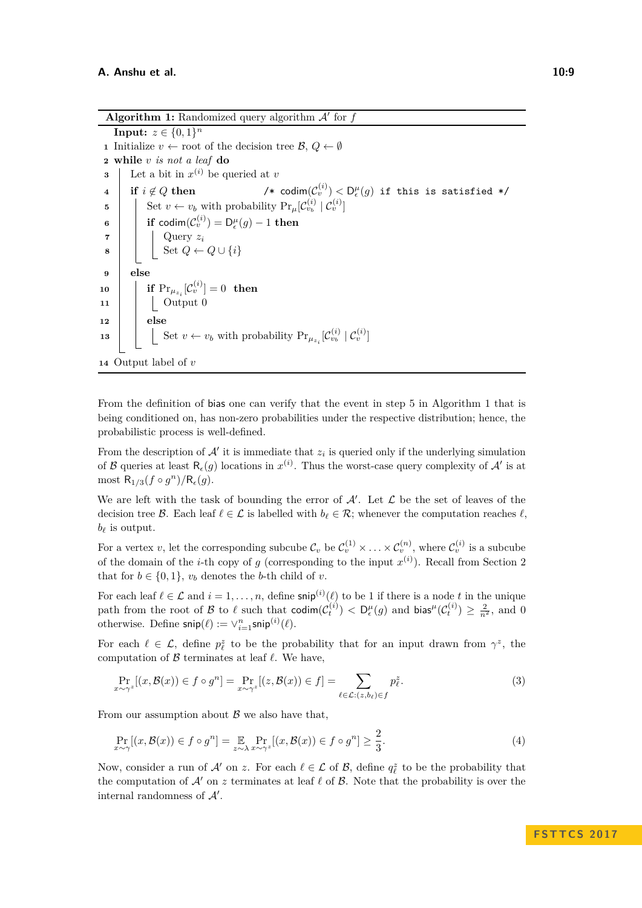**Algorithm 1:** Randomized query algorithm $\mathcal{A}'$ for $f$

```
    Input: z ∈ {0,1}^n
 1  Initialize v ← root of the decision tree B, Q ← ∅
 2  while v is not a leaf do
 3      Let a bit in x^(i) be queried at v
 4      if i ∉ Q then                /* codim(C_v^(i)) < D_ε^μ(g) if this is satisfied */
 5          Set v ← v_b with probability Pr_μ[C_{v_b}^(i) | C_v^(i)]
 6          if codim(C_v^(i)) = D_ε^μ(g) − 1 then
 7              Query z_i
 8              Set Q ← Q ∪ {i}
 9      else
10          if Pr_{μ_{z_i}}[C_v^(i)] = 0 then
11              Output 0
12          else
13              Set v ← v_b with probability Pr_{μ_{z_i}}[C_{v_b}^(i) | C_v^(i)]
14  Output label of v
```

From the definition of bias one can verify that the event in step 5 in Algorithm 1 that is being conditioned on, has non-zero probabilities under the respective distribution; hence, the probabilistic process is well-defined.

From the description of $\mathcal{A}'$ it is immediate that $z_i$ is queried only if the underlying simulation of $\mathcal{B}$ queries at least $\mathsf{R}_\epsilon(g)$ locations in $x^{(i)}$. Thus the worst-case query complexity of $\mathcal{A}'$ is at most $\mathsf{R}_{1/3}(f \circ g^n)/\mathsf{R}_\epsilon(g)$.

We are left with the task of bounding the error of $\mathcal{A}'$. Let $\mathcal{L}$ be the set of leaves of the decision tree $\mathcal{B}$. Each leaf $\ell \in \mathcal{L}$ is labelled with $b_\ell \in \mathcal{R}$; whenever the computation reaches $\ell$, $b_\ell$ is output.

For a vertex $v$, let the corresponding subcube $\mathcal{C}_v$ be $\mathcal{C}_v^{(1)} \times \ldots \times \mathcal{C}_v^{(n)}$, where $\mathcal{C}_v^{(i)}$ is a subcube of the domain of the $i$-th copy of $g$ (corresponding to the input $x^{(i)}$). Recall from Section 2 that for $b \in \{0,1\}$, $v_b$ denotes the $b$-th child of $v$.

For each leaf $\ell \in \mathcal{L}$ and $i = 1, \ldots, n$, define $\mathsf{snip}^{(i)}(\ell)$ to be 1 if there is a node $t$ in the unique path from the root of $\mathcal{B}$ to $\ell$ such that $\mathsf{codim}(\mathcal{C}_t^{(i)}) < \mathsf{D}_\epsilon^\mu(g)$ and $\mathsf{bias}^\mu(\mathcal{C}_t^{(i)}) \geq \frac{2}{n^2}$, and 0 otherwise. Define $\mathsf{snip}(\ell) := \vee_{i=1}^n \mathsf{snip}^{(i)}(\ell)$.

For each $\ell \in \mathcal{L}$, define $p_\ell^z$ to be the probability that for an input drawn from $\gamma^z$, the computation of $\mathcal{B}$ terminates at leaf $\ell$. We have,

$$\Pr_{x \sim \gamma^z}[(x, \mathcal{B}(x)) \in f \circ g^n] = \Pr_{x \sim \gamma^z}[(z, \mathcal{B}(x)) \in f] = \sum_{\ell \in \mathcal{L} : (z, b_\ell) \in f} p_\ell^z. \tag{3}$$

From our assumption about $\mathcal{B}$ we also have that,

$$\Pr_{x \sim \gamma}[(x, \mathcal{B}(x)) \in f \circ g^n] = \mathop{\mathbb{E}}_{z \sim \lambda} \Pr_{x \sim \gamma^z}[(x, \mathcal{B}(x)) \in f \circ g^n] \geq \frac{2}{3}. \tag{4}$$

Now, consider a run of $\mathcal{A}'$ on $z$. For each $\ell \in \mathcal{L}$ of $\mathcal{B}$, define $q_\ell^z$ to be the probability that the computation of $\mathcal{A}'$ on $z$ terminates at leaf $\ell$ of $\mathcal{B}$. Note that the probability is over the internal randomness of $\mathcal{A}'$.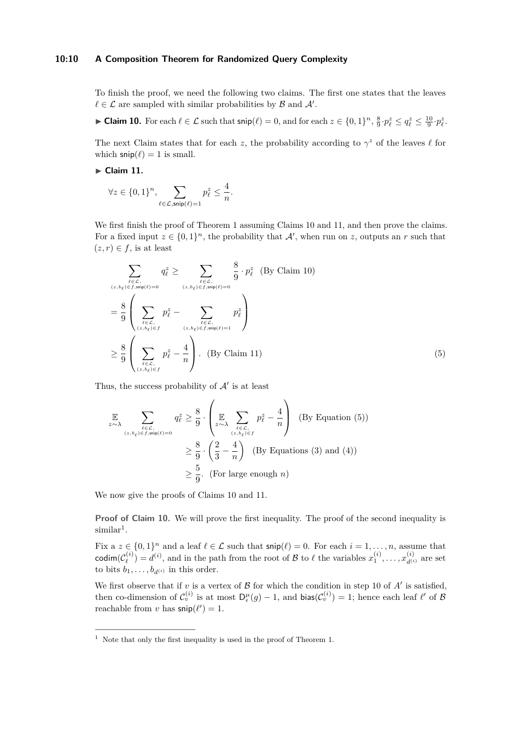To finish the proof, we need the following two claims. The first one states that the leaves $\ell \in \mathcal{L}$ are sampled with similar probabilities by $\mathcal{B}$ and $\mathcal{A}'$.

▶ **Claim 10.** For each $\ell \in \mathcal{L}$ such that $\mathsf{snip}(\ell) = 0$, and for each $z \in \{0,1\}^n$, $\frac{8}{9} \cdot p_\ell^z \le q_\ell^z \le \frac{10}{9} \cdot p_\ell^z$.

The next Claim states that for each $z$, the probability according to $\gamma^z$ of the leaves $\ell$ for which $\mathsf{snip}(\ell) = 1$ is small.

▶ **Claim 11.**

$$\forall z \in \{0,1\}^n, \sum_{\ell \in \mathcal{L}, \mathsf{snip}(\ell)=1} p_\ell^z \le \frac{4}{n}.$$

We first finish the proof of Theorem 1 assuming Claims 10 and 11, and then prove the claims. For a fixed input $z \in \{0,1\}^n$, the probability that $\mathcal{A}'$, when run on $z$, outputs an $r$ such that $(z, r) \in f$, is at least

$$\begin{aligned}
\sum_{\substack{\ell \in \mathcal{L}, \\ (z,b_\ell) \in f, \mathsf{snip}(\ell)=0}} q_\ell^z &\ge \sum_{\substack{\ell \in \mathcal{L}, \\ (z,b_\ell) \in f, \mathsf{snip}(\ell)=0}} \frac{8}{9} \cdot p_\ell^z \quad \text{(By Claim 10)} \\
&= \frac{8}{9} \left( \sum_{\substack{\ell \in \mathcal{L}, \\ (z,b_\ell) \in f}} p_\ell^z - \sum_{\substack{\ell \in \mathcal{L}, \\ (z,b_\ell) \in f, \mathsf{snip}(\ell)=1}} p_\ell^z \right) \\
&\ge \frac{8}{9} \left( \sum_{\substack{\ell \in \mathcal{L}, \\ (z,b_\ell) \in f}} p_\ell^z - \frac{4}{n} \right). \quad \text{(By Claim 11)}
\end{aligned} \tag{5}$$

Thus, the success probability of $\mathcal{A}'$ is at least

$$\begin{aligned}
\mathop{\mathbb{E}}_{z \sim \lambda} \sum_{\substack{\ell \in \mathcal{L}, \\ (z,b_\ell) \in f, \mathsf{snip}(\ell)=0}} q_\ell^z &\ge \frac{8}{9} \cdot \left( \mathop{\mathbb{E}}_{z \sim \lambda} \sum_{\substack{\ell \in \mathcal{L}, \\ (z,b_\ell) \in f}} p_\ell^z - \frac{4}{n} \right) \quad \text{(By Equation (5))} \\
&\ge \frac{8}{9} \cdot \left( \frac{2}{3} - \frac{4}{n} \right) \quad \text{(By Equations (3) and (4))} \\
&\ge \frac{5}{9}. \quad \text{(For large enough } n\text{)}
\end{aligned}$$

We now give the proofs of Claims 10 and 11.

**Proof of Claim 10.** We will prove the first inequality. The proof of the second inequality is similar[1].

Fix a $z \in \{0,1\}^n$ and a leaf $\ell \in \mathcal{L}$ such that $\mathsf{snip}(\ell) = 0$. For each $i = 1, \ldots, n$, assume that $\mathsf{codim}(\mathcal{C}_\ell^{(i)}) = d^{(i)}$, and in the path from the root of $\mathcal{B}$ to $\ell$ the variables $x_1^{(i)}, \ldots, x_{d^{(i)}}^{(i)}$ are set to bits $b_1, \ldots, b_{d^{(i)}}$ in this order.

We first observe that if $v$ is a vertex of $\mathcal{B}$ for which the condition in step 10 of $A'$ is satisfied, then co-dimension of $\mathcal{C}_v^{(i)}$ is at most $\mathsf{D}_\epsilon^\mu(g) - 1$, and $\mathsf{bias}(\mathcal{C}_v^{(i)}) = 1$; hence each leaf $\ell'$ of $\mathcal{B}$ reachable from $v$ has $\mathsf{snip}(\ell') = 1$.

---

[1] Note that only the first inequality is used in the proof of Theorem 1.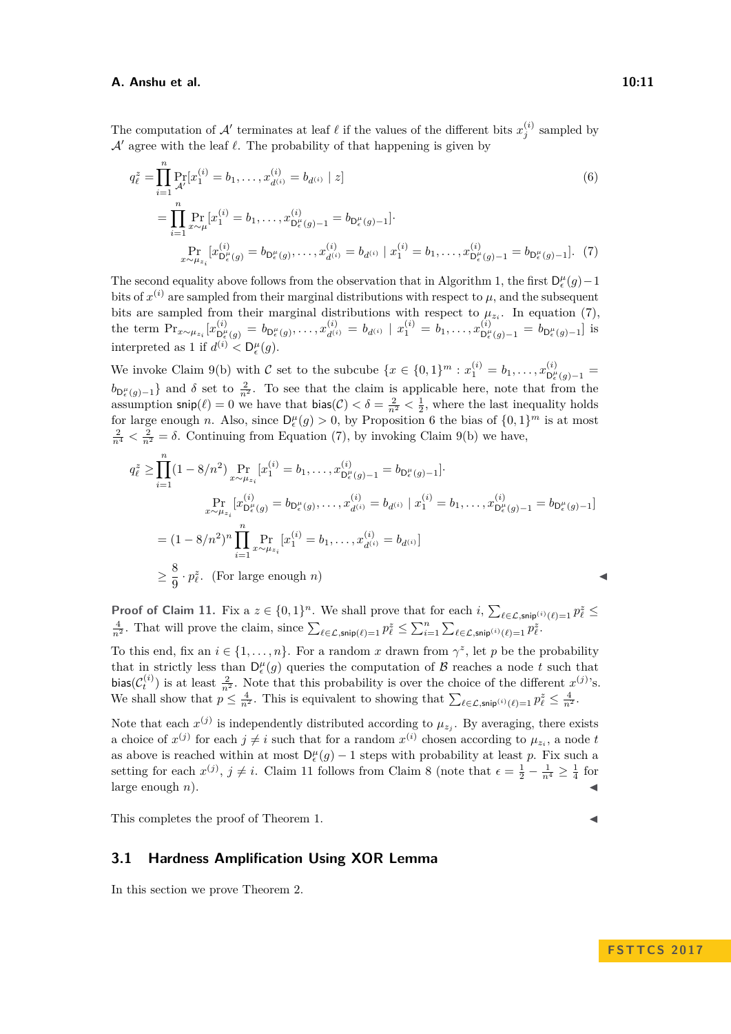The computation of $\mathcal{A}'$ terminates at leaf $\ell$ if the values of the different bits $x_j^{(i)}$ sampled by $\mathcal{A}'$ agree with the leaf $\ell$. The probability of that happening is given by

$$
\begin{aligned}
q_\ell^z &= \prod_{i=1}^n \Pr_{\mathcal{A}'}[x_1^{(i)} = b_1, \ldots, x_{d^{(i)}}^{(i)} = b_{d^{(i)}} \mid z] &(6)\\
&= \prod_{i=1}^n \Pr_{x \sim \mu}[x_1^{(i)} = b_1, \ldots, x_{\mathsf{D}_\epsilon^\mu(g)-1}^{(i)} = b_{\mathsf{D}_\epsilon^\mu(g)-1}] \cdot \\
&\qquad \Pr_{x \sim \mu_{z_i}}[x_{\mathsf{D}_\epsilon^\mu(g)}^{(i)} = b_{\mathsf{D}_\epsilon^\mu(g)}, \ldots, x_{d^{(i)}}^{(i)} = b_{d^{(i)}} \mid x_1^{(i)} = b_1, \ldots, x_{\mathsf{D}_\epsilon^\mu(g)-1}^{(i)} = b_{\mathsf{D}_\epsilon^\mu(g)-1}]. &(7)
\end{aligned}
$$

The second equality above follows from the observation that in Algorithm 1, the first $\mathsf{D}_\epsilon^\mu(g)-1$ bits of $x^{(i)}$ are sampled from their marginal distributions with respect to $\mu$, and the subsequent bits are sampled from their marginal distributions with respect to $\mu_{z_i}$. In equation (7), the term $\Pr_{x \sim \mu_{z_i}}[x_{\mathsf{D}_\epsilon^\mu(g)}^{(i)} = b_{\mathsf{D}_\epsilon^\mu(g)}, \ldots, x_{d^{(i)}}^{(i)} = b_{d^{(i)}} \mid x_1^{(i)} = b_1, \ldots, x_{\mathsf{D}_\epsilon^\mu(g)-1}^{(i)} = b_{\mathsf{D}_\epsilon^\mu(g)-1}]$ is interpreted as 1 if $d^{(i)} < \mathsf{D}_\epsilon^\mu(g)$.

We invoke Claim 9(b) with $\mathcal{C}$ set to the subcube $\{x \in \{0,1\}^m : x_1^{(i)} = b_1, \ldots, x_{\mathsf{D}_\epsilon^\mu(g)-1}^{(i)} = b_{\mathsf{D}_\epsilon^\mu(g)-1}\}$ and $\delta$ set to $\frac{2}{n^2}$. To see that the claim is applicable here, note that from the assumption $\mathsf{snip}(\ell) = 0$ we have that $\mathsf{bias}(\mathcal{C}) < \delta = \frac{2}{n^2} < \frac{1}{2}$, where the last inequality holds for large enough $n$. Also, since $\mathsf{D}_\epsilon^\mu(g) > 0$, by Proposition 6 the bias of $\{0,1\}^m$ is at most $\frac{2}{n^4} < \frac{2}{n^2} = \delta$. Continuing from Equation (7), by invoking Claim 9(b) we have,

$$
\begin{aligned}
q_\ell^z &\geq \prod_{i=1}^n (1 - 8/n^2) \Pr_{x \sim \mu_{z_i}}[x_1^{(i)} = b_1, \ldots, x_{\mathsf{D}_\epsilon^\mu(g)-1}^{(i)} = b_{\mathsf{D}_\epsilon^\mu(g)-1}] \cdot \\
&\qquad \Pr_{x \sim \mu_{z_i}}[x_{\mathsf{D}_\epsilon^\mu(g)}^{(i)} = b_{\mathsf{D}_\epsilon^\mu(g)}, \ldots, x_{d^{(i)}}^{(i)} = b_{d^{(i)}} \mid x_1^{(i)} = b_1, \ldots, x_{\mathsf{D}_\epsilon^\mu(g)-1}^{(i)} = b_{\mathsf{D}_\epsilon^\mu(g)-1}] \\
&= (1 - 8/n^2)^n \prod_{i=1}^n \Pr_{x \sim \mu_{z_i}}[x_1^{(i)} = b_1, \ldots, x_{d^{(i)}}^{(i)} = b_{d^{(i)}}] \\
&\geq \frac{8}{9} \cdot p_\ell^z. \quad \text{(For large enough } n\text{)}
\end{aligned}
$$

◂

**Proof of Claim 11.** Fix a $z \in \{0,1\}^n$. We shall prove that for each $i$, $\sum_{\ell \in \mathcal{L}, \mathsf{snip}^{(i)}(\ell)=1} p_\ell^z \leq \frac{4}{n^2}$. That will prove the claim, since $\sum_{\ell \in \mathcal{L}, \mathsf{snip}(\ell)=1} p_\ell^z \leq \sum_{i=1}^n \sum_{\ell \in \mathcal{L}, \mathsf{snip}^{(i)}(\ell)=1} p_\ell^z$.

To this end, fix an $i \in \{1, \ldots, n\}$. For a random $x$ drawn from $\gamma^z$, let $p$ be the probability that in strictly less than $\mathsf{D}_\epsilon^\mu(g)$ queries the computation of $\mathcal{B}$ reaches a node $t$ such that $\mathsf{bias}(\mathcal{C}_t^{(i)})$ is at least $\frac{2}{n^2}$. Note that this probability is over the choice of the different $x^{(j)}$'s. We shall show that $p \leq \frac{4}{n^2}$. This is equivalent to showing that $\sum_{\ell \in \mathcal{L}, \mathsf{snip}^{(i)}(\ell)=1} p_\ell^z \leq \frac{4}{n^2}$.

Note that each $x^{(j)}$ is independently distributed according to $\mu_{z_j}$. By averaging, there exists a choice of $x^{(j)}$ for each $j \neq i$ such that for a random $x^{(i)}$ chosen according to $\mu_{z_i}$, a node $t$ as above is reached within at most $\mathsf{D}_\epsilon^\mu(g) - 1$ steps with probability at least $p$. Fix such a setting for each $x^{(j)}$, $j \neq i$. Claim 11 follows from Claim 8 (note that $\epsilon = \frac{1}{2} - \frac{1}{n^4} \geq \frac{1}{4}$ for large enough $n$). ◂

This completes the proof of Theorem 1. ◂

## 3.1 Hardness Amplification Using XOR Lemma

In this section we prove Theorem 2.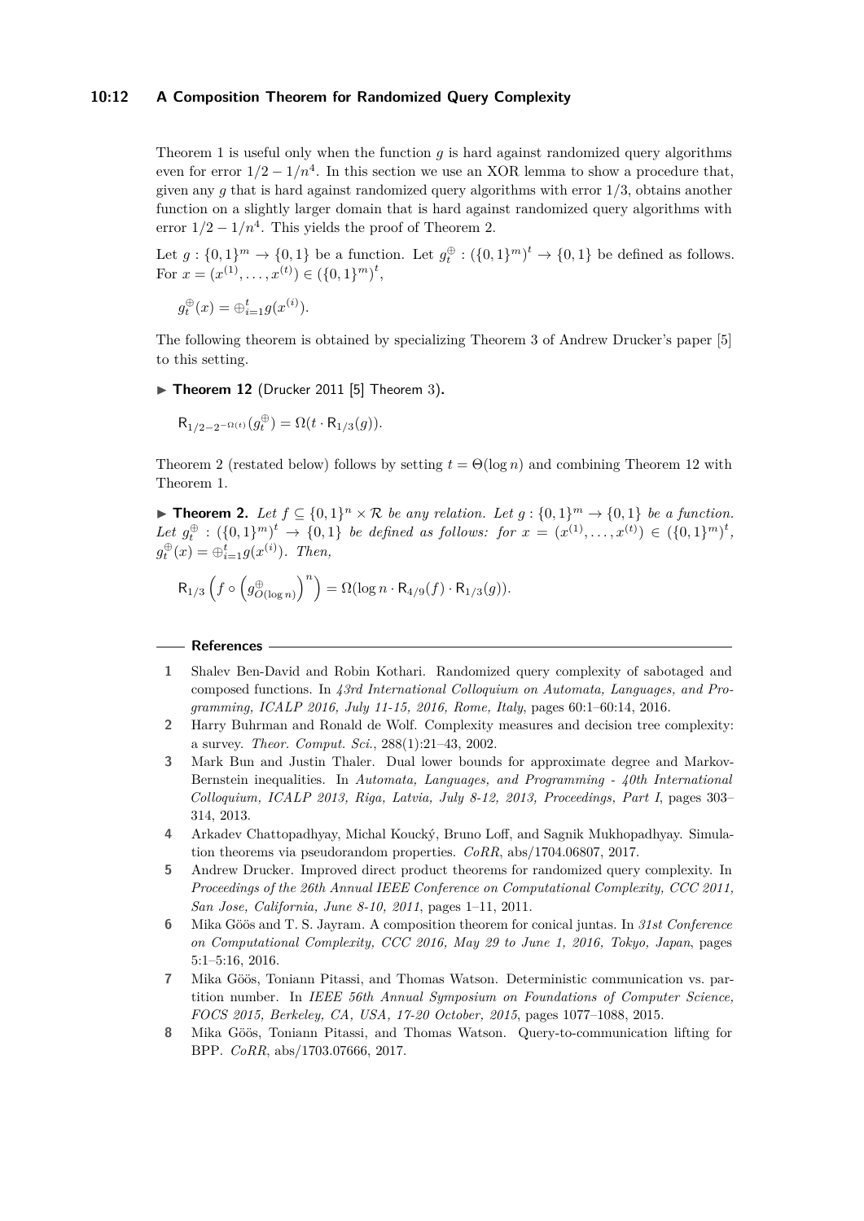Theorem 1 is useful only when the function $g$ is hard against randomized query algorithms even for error $1/2 - 1/n^4$. In this section we use an XOR lemma to show a procedure that, given any $g$ that is hard against randomized query algorithms with error $1/3$, obtains another function on a slightly larger domain that is hard against randomized query algorithms with error $1/2 - 1/n^4$. This yields the proof of Theorem 2.

Let $g : \{0,1\}^m \to \{0,1\}$ be a function. Let $g_t^{\oplus} : (\{0,1\}^m)^t \to \{0,1\}$ be defined as follows. For $x = (x^{(1)}, \ldots, x^{(t)}) \in (\{0,1\}^m)^t$,

$$g_t^{\oplus}(x) = \oplus_{i=1}^t g(x^{(i)}).$$

The following theorem is obtained by specializing Theorem 3 of Andrew Drucker's paper [5] to this setting.

▶ **Theorem 12** (Drucker 2011 [5] Theorem 3)**.**

$$\mathsf{R}_{1/2-2^{-\Omega(t)}}(g_t^{\oplus}) = \Omega(t \cdot \mathsf{R}_{1/3}(g)).$$

Theorem 2 (restated below) follows by setting $t = \Theta(\log n)$ and combining Theorem 12 with Theorem 1.

▶ **Theorem 2.** *Let $f \subseteq \{0,1\}^n \times \mathcal{R}$ be any relation. Let $g : \{0,1\}^m \to \{0,1\}$ be a function. Let $g_t^{\oplus} : (\{0,1\}^m)^t \to \{0,1\}$ be defined as follows: for $x = (x^{(1)}, \ldots, x^{(t)}) \in (\{0,1\}^m)^t$, $g_t^{\oplus}(x) = \oplus_{i=1}^t g(x^{(i)})$. Then,*

$$\mathsf{R}_{1/3}\left(f \circ \left(g_{O(\log n)}^{\oplus}\right)^n\right) = \Omega(\log n \cdot \mathsf{R}_{4/9}(f) \cdot \mathsf{R}_{1/3}(g)).$$

## References

1. Shalev Ben-David and Robin Kothari. Randomized query complexity of sabotaged and composed functions. In *43rd International Colloquium on Automata, Languages, and Programming, ICALP 2016, July 11-15, 2016, Rome, Italy*, pages 60:1–60:14, 2016.
2. Harry Buhrman and Ronald de Wolf. Complexity measures and decision tree complexity: a survey. *Theor. Comput. Sci.*, 288(1):21–43, 2002.
3. Mark Bun and Justin Thaler. Dual lower bounds for approximate degree and Markov-Bernstein inequalities. In *Automata, Languages, and Programming - 40th International Colloquium, ICALP 2013, Riga, Latvia, July 8-12, 2013, Proceedings, Part I*, pages 303–314, 2013.
4. Arkadev Chattopadhyay, Michal Koucký, Bruno Loff, and Sagnik Mukhopadhyay. Simulation theorems via pseudorandom properties. *CoRR*, abs/1704.06807, 2017.
5. Andrew Drucker. Improved direct product theorems for randomized query complexity. In *Proceedings of the 26th Annual IEEE Conference on Computational Complexity, CCC 2011, San Jose, California, June 8-10, 2011*, pages 1–11, 2011.
6. Mika Göös and T. S. Jayram. A composition theorem for conical juntas. In *31st Conference on Computational Complexity, CCC 2016, May 29 to June 1, 2016, Tokyo, Japan*, pages 5:1–5:16, 2016.
7. Mika Göös, Toniann Pitassi, and Thomas Watson. Deterministic communication vs. partition number. In *IEEE 56th Annual Symposium on Foundations of Computer Science, FOCS 2015, Berkeley, CA, USA, 17-20 October, 2015*, pages 1077–1088, 2015.
8. Mika Göös, Toniann Pitassi, and Thomas Watson. Query-to-communication lifting for BPP. *CoRR*, abs/1703.07666, 2017.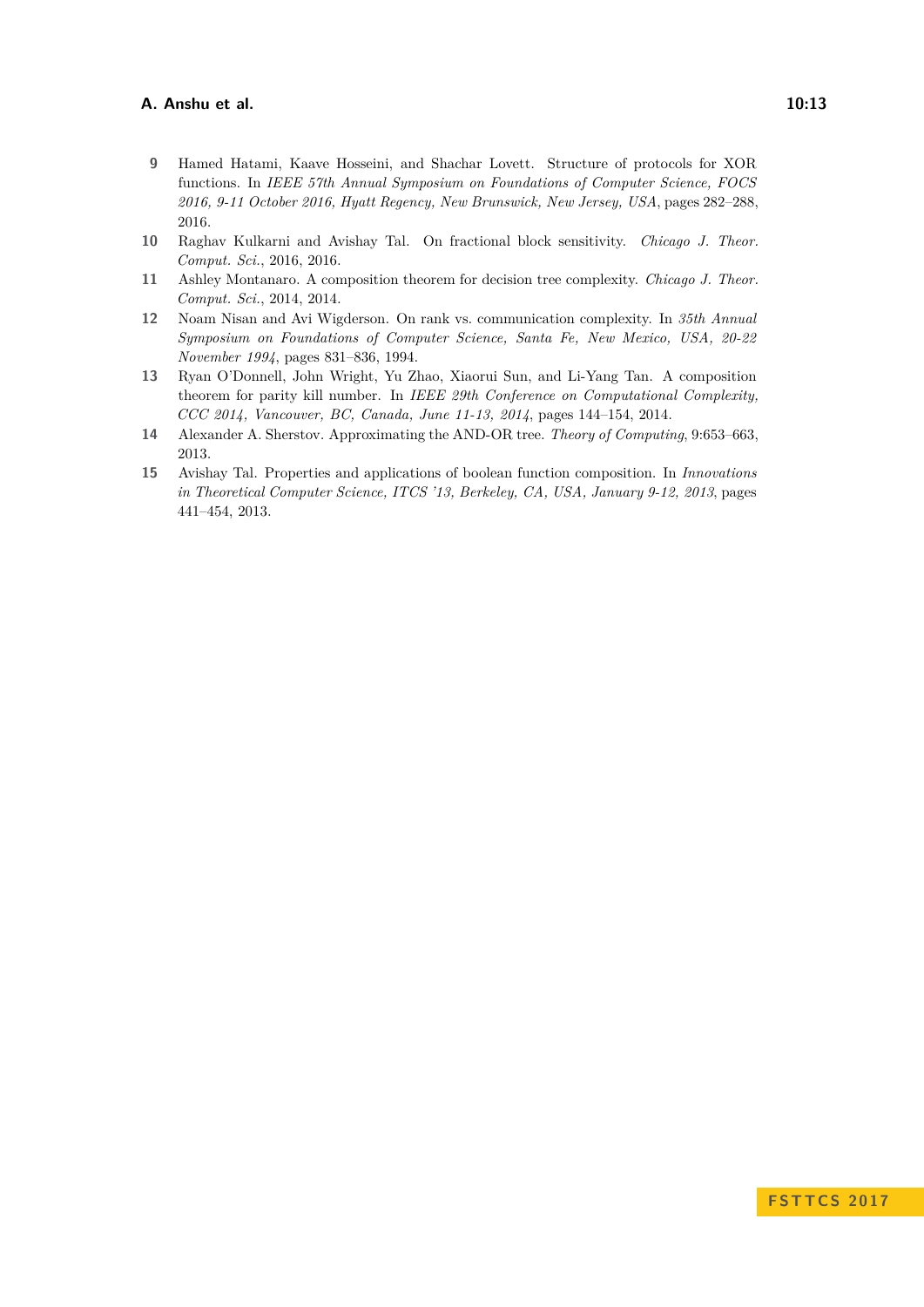9. Hamed Hatami, Kaave Hosseini, and Shachar Lovett. Structure of protocols for XOR functions. In *IEEE 57th Annual Symposium on Foundations of Computer Science, FOCS 2016, 9-11 October 2016, Hyatt Regency, New Brunswick, New Jersey, USA*, pages 282–288, 2016.
10. Raghav Kulkarni and Avishay Tal. On fractional block sensitivity. *Chicago J. Theor. Comput. Sci.*, 2016, 2016.
11. Ashley Montanaro. A composition theorem for decision tree complexity. *Chicago J. Theor. Comput. Sci.*, 2014, 2014.
12. Noam Nisan and Avi Wigderson. On rank vs. communication complexity. In *35th Annual Symposium on Foundations of Computer Science, Santa Fe, New Mexico, USA, 20-22 November 1994*, pages 831–836, 1994.
13. Ryan O'Donnell, John Wright, Yu Zhao, Xiaorui Sun, and Li-Yang Tan. A composition theorem for parity kill number. In *IEEE 29th Conference on Computational Complexity, CCC 2014, Vancouver, BC, Canada, June 11-13, 2014*, pages 144–154, 2014.
14. Alexander A. Sherstov. Approximating the AND-OR tree. *Theory of Computing*, 9:653–663, 2013.
15. Avishay Tal. Properties and applications of boolean function composition. In *Innovations in Theoretical Computer Science, ITCS '13, Berkeley, CA, USA, January 9-12, 2013*, pages 441–454, 2013.